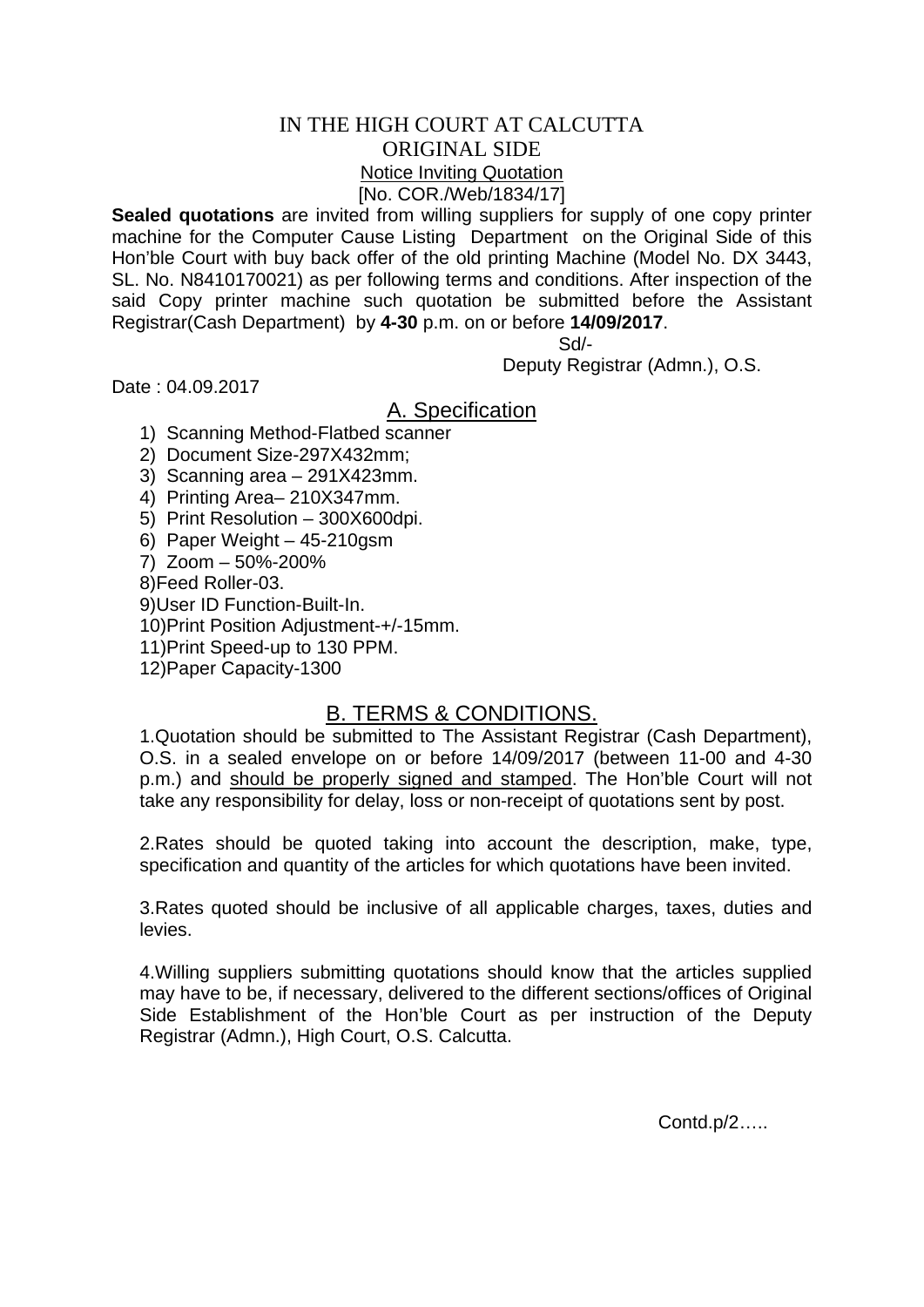# IN THE HIGH COURT AT CALCUTTA
## ORIGINAL SIDE
### Notice Inviting Quotation
[No. COR./Web/1834/17]

**Sealed quotations** are invited from willing suppliers for supply of one copy printer machine for the Computer Cause Listing Department on the Original Side of this Hon'ble Court with buy back offer of the old printing Machine (Model No. DX 3443, SL. No. N8410170021) as per following terms and conditions. After inspection of the said Copy printer machine such quotation be submitted before the Assistant Registrar(Cash Department) by **4-30** p.m. on or before **14/09/2017**.

Sd/-

Deputy Registrar (Admn.), O.S.

Date : 04.09.2017

## A. Specification

1) Scanning Method-Flatbed scanner
2) Document Size-297X432mm;
3) Scanning area – 291X423mm.
4) Printing Area– 210X347mm.
5) Print Resolution – 300X600dpi.
6) Paper Weight – 45-210gsm
7) Zoom – 50%-200%
8) Feed Roller-03.
9) User ID Function-Built-In.
10) Print Position Adjustment-+/-15mm.
11) Print Speed-up to 130 PPM.
12) Paper Capacity-1300

## B. TERMS & CONDITIONS.

1.Quotation should be submitted to The Assistant Registrar (Cash Department), O.S. in a sealed envelope on or before 14/09/2017 (between 11-00 and 4-30 p.m.) and should be properly signed and stamped. The Hon'ble Court will not take any responsibility for delay, loss or non-receipt of quotations sent by post.

2.Rates should be quoted taking into account the description, make, type, specification and quantity of the articles for which quotations have been invited.

3.Rates quoted should be inclusive of all applicable charges, taxes, duties and levies.

4.Willing suppliers submitting quotations should know that the articles supplied may have to be, if necessary, delivered to the different sections/offices of Original Side Establishment of the Hon'ble Court as per instruction of the Deputy Registrar (Admn.), High Court, O.S. Calcutta.

Contd.p/2…..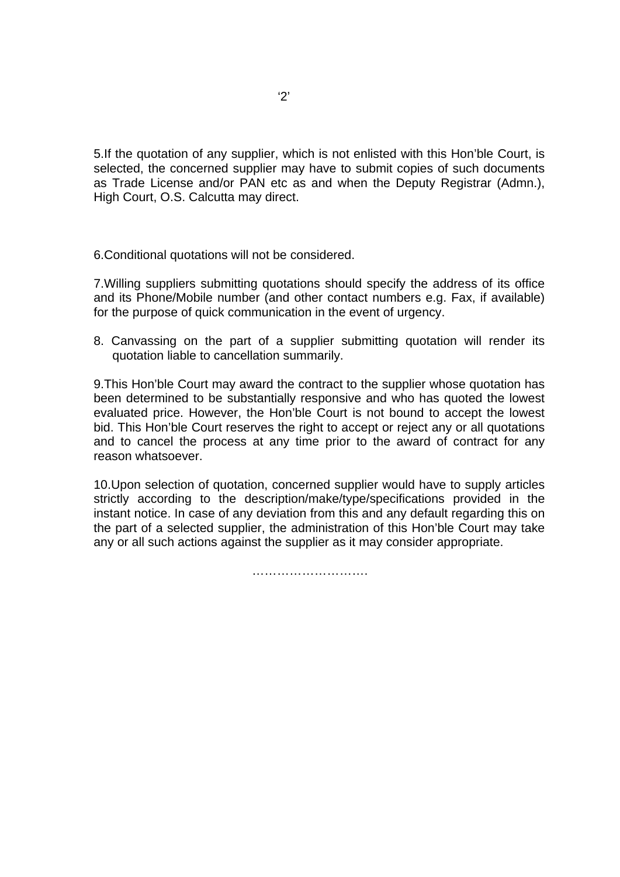5.If the quotation of any supplier, which is not enlisted with this Hon'ble Court, is selected, the concerned supplier may have to submit copies of such documents as Trade License and/or PAN etc as and when the Deputy Registrar (Admn.), High Court, O.S. Calcutta may direct.

6.Conditional quotations will not be considered.

7.Willing suppliers submitting quotations should specify the address of its office and its Phone/Mobile number (and other contact numbers e.g. Fax, if available) for the purpose of quick communication in the event of urgency.

8. Canvassing on the part of a supplier submitting quotation will render its quotation liable to cancellation summarily.

9.This Hon'ble Court may award the contract to the supplier whose quotation has been determined to be substantially responsive and who has quoted the lowest evaluated price. However, the Hon'ble Court is not bound to accept the lowest bid. This Hon'ble Court reserves the right to accept or reject any or all quotations and to cancel the process at any time prior to the award of contract for any reason whatsoever.

10.Upon selection of quotation, concerned supplier would have to supply articles strictly according to the description/make/type/specifications provided in the instant notice. In case of any deviation from this and any default regarding this on the part of a selected supplier, the administration of this Hon'ble Court may take any or all such actions against the supplier as it may consider appropriate.

……………………….